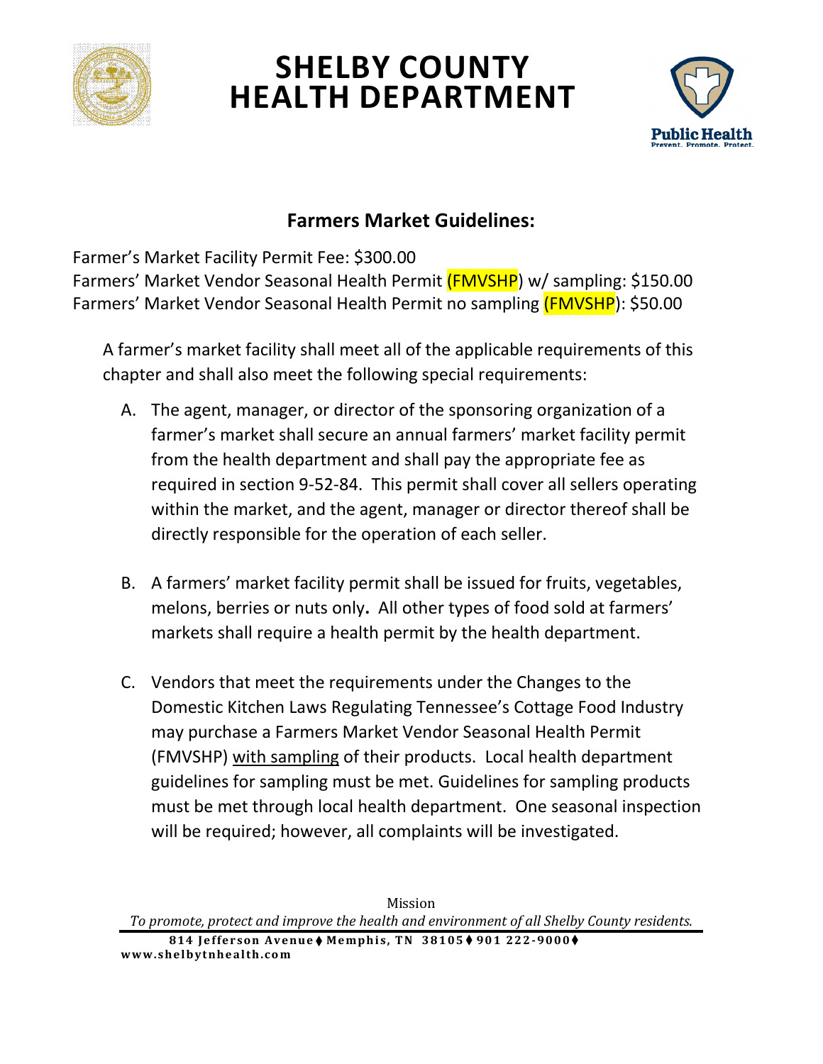# SHELBY COUNTY HEALTH DEPARTMENT

## Farmers Market Guidelines:

Farmer's Market Facility Permit Fee: $300.00
Farmers' Market Vendor Seasonal Health Permit (FMVSHP) w/ sampling: $150.00
Farmers' Market Vendor Seasonal Health Permit no sampling (FMVSHP): $50.00

A farmer's market facility shall meet all of the applicable requirements of this chapter and shall also meet the following special requirements:

A. The agent, manager, or director of the sponsoring organization of a farmer's market shall secure an annual farmers' market facility permit from the health department and shall pay the appropriate fee as required in section 9-52-84. This permit shall cover all sellers operating within the market, and the agent, manager or director thereof shall be directly responsible for the operation of each seller.

B. A farmers' market facility permit shall be issued for fruits, vegetables, melons, berries or nuts only**.** All other types of food sold at farmers' markets shall require a health permit by the health department.

C. Vendors that meet the requirements under the Changes to the Domestic Kitchen Laws Regulating Tennessee's Cottage Food Industry may purchase a Farmers Market Vendor Seasonal Health Permit (FMVSHP) <u>with sampling</u> of their products. Local health department guidelines for sampling must be met. Guidelines for sampling products must be met through local health department. One seasonal inspection will be required; however, all complaints will be investigated.

Mission
*To promote, protect and improve the health and environment of all Shelby County residents.*

**814 Jefferson Avenue ♦ Memphis, TN 38105 ♦ 901 222-9000 ♦ www.shelbytnhealth.com**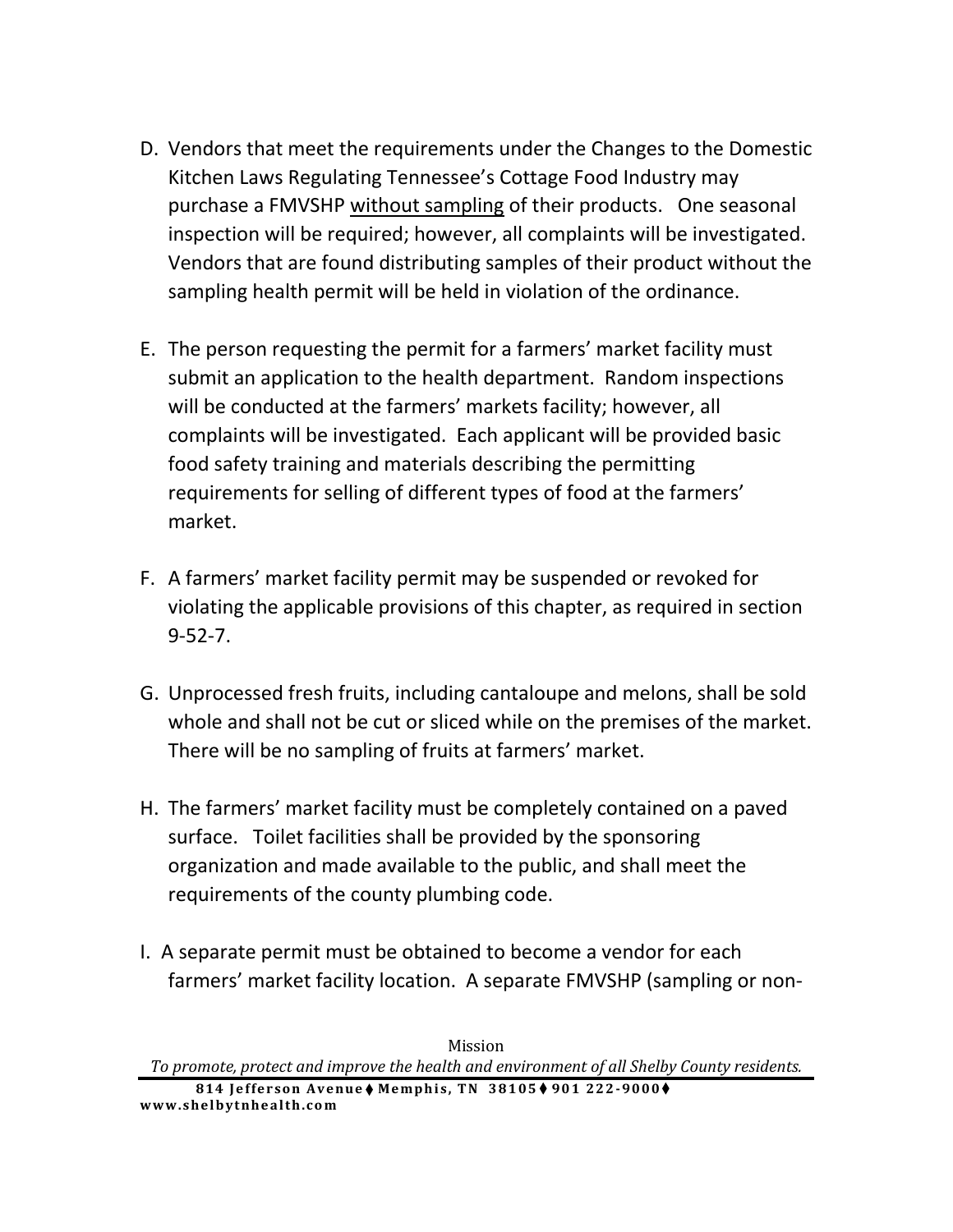D. Vendors that meet the requirements under the Changes to the Domestic Kitchen Laws Regulating Tennessee's Cottage Food Industry may purchase a FMVSHP without sampling of their products. One seasonal inspection will be required; however, all complaints will be investigated. Vendors that are found distributing samples of their product without the sampling health permit will be held in violation of the ordinance.

E. The person requesting the permit for a farmers' market facility must submit an application to the health department. Random inspections will be conducted at the farmers' markets facility; however, all complaints will be investigated. Each applicant will be provided basic food safety training and materials describing the permitting requirements for selling of different types of food at the farmers' market.

F. A farmers' market facility permit may be suspended or revoked for violating the applicable provisions of this chapter, as required in section 9-52-7.

G. Unprocessed fresh fruits, including cantaloupe and melons, shall be sold whole and shall not be cut or sliced while on the premises of the market. There will be no sampling of fruits at farmers' market.

H. The farmers' market facility must be completely contained on a paved surface. Toilet facilities shall be provided by the sponsoring organization and made available to the public, and shall meet the requirements of the county plumbing code.

I. A separate permit must be obtained to become a vendor for each farmers' market facility location. A separate FMVSHP (sampling or non-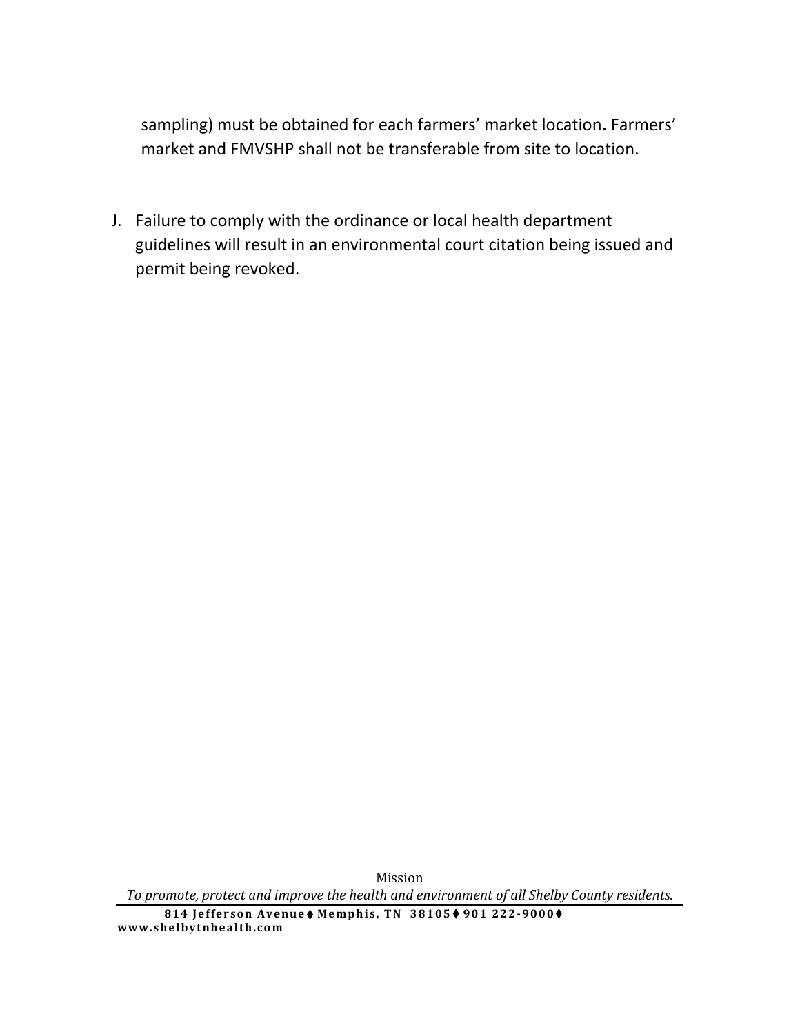sampling) must be obtained for each farmers' market location**.** Farmers' market and FMVSHP shall not be transferable from site to location.

J. Failure to comply with the ordinance or local health department guidelines will result in an environmental court citation being issued and permit being revoked.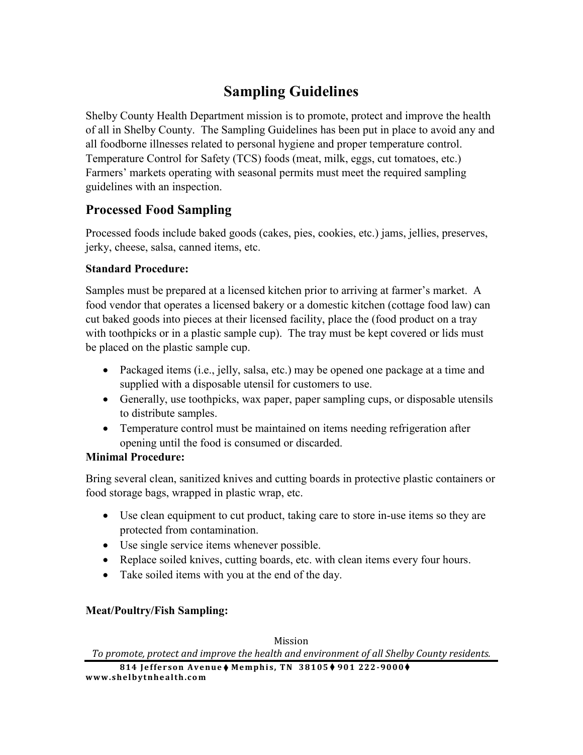# Sampling Guidelines

Shelby County Health Department mission is to promote, protect and improve the health of all in Shelby County. The Sampling Guidelines has been put in place to avoid any and all foodborne illnesses related to personal hygiene and proper temperature control. Temperature Control for Safety (TCS) foods (meat, milk, eggs, cut tomatoes, etc.) Farmers' markets operating with seasonal permits must meet the required sampling guidelines with an inspection.

## Processed Food Sampling

Processed foods include baked goods (cakes, pies, cookies, etc.) jams, jellies, preserves, jerky, cheese, salsa, canned items, etc.

**Standard Procedure:**

Samples must be prepared at a licensed kitchen prior to arriving at farmer's market. A food vendor that operates a licensed bakery or a domestic kitchen (cottage food law) can cut baked goods into pieces at their licensed facility, place the (food product on a tray with toothpicks or in a plastic sample cup). The tray must be kept covered or lids must be placed on the plastic sample cup.

- Packaged items (i.e., jelly, salsa, etc.) may be opened one package at a time and supplied with a disposable utensil for customers to use.
- Generally, use toothpicks, wax paper, paper sampling cups, or disposable utensils to distribute samples.
- Temperature control must be maintained on items needing refrigeration after opening until the food is consumed or discarded.

**Minimal Procedure:**

Bring several clean, sanitized knives and cutting boards in protective plastic containers or food storage bags, wrapped in plastic wrap, etc.

- Use clean equipment to cut product, taking care to store in-use items so they are protected from contamination.
- Use single service items whenever possible.
- Replace soiled knives, cutting boards, etc. with clean items every four hours.
- Take soiled items with you at the end of the day.

**Meat/Poultry/Fish Sampling:**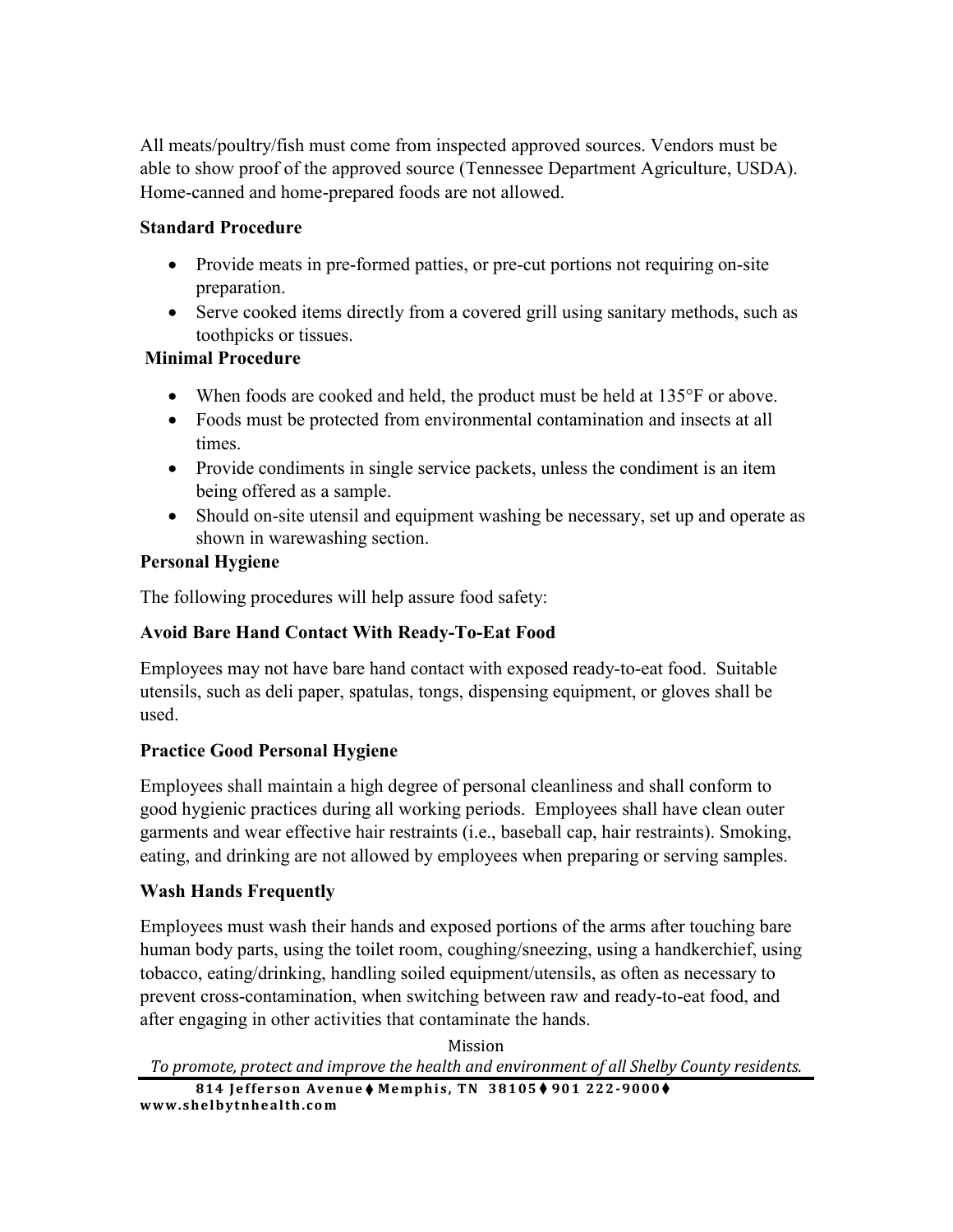All meats/poultry/fish must come from inspected approved sources. Vendors must be able to show proof of the approved source (Tennessee Department Agriculture, USDA). Home-canned and home-prepared foods are not allowed.

**Standard Procedure**

- Provide meats in pre-formed patties, or pre-cut portions not requiring on-site preparation.
- Serve cooked items directly from a covered grill using sanitary methods, such as toothpicks or tissues.

**Minimal Procedure**

- When foods are cooked and held, the product must be held at 135°F or above.
- Foods must be protected from environmental contamination and insects at all times.
- Provide condiments in single service packets, unless the condiment is an item being offered as a sample.
- Should on-site utensil and equipment washing be necessary, set up and operate as shown in warewashing section.

**Personal Hygiene**

The following procedures will help assure food safety:

**Avoid Bare Hand Contact With Ready-To-Eat Food**

Employees may not have bare hand contact with exposed ready-to-eat food. Suitable utensils, such as deli paper, spatulas, tongs, dispensing equipment, or gloves shall be used.

**Practice Good Personal Hygiene**

Employees shall maintain a high degree of personal cleanliness and shall conform to good hygienic practices during all working periods. Employees shall have clean outer garments and wear effective hair restraints (i.e., baseball cap, hair restraints). Smoking, eating, and drinking are not allowed by employees when preparing or serving samples.

**Wash Hands Frequently**

Employees must wash their hands and exposed portions of the arms after touching bare human body parts, using the toilet room, coughing/sneezing, using a handkerchief, using tobacco, eating/drinking, handling soiled equipment/utensils, as often as necessary to prevent cross-contamination, when switching between raw and ready-to-eat food, and after engaging in other activities that contaminate the hands.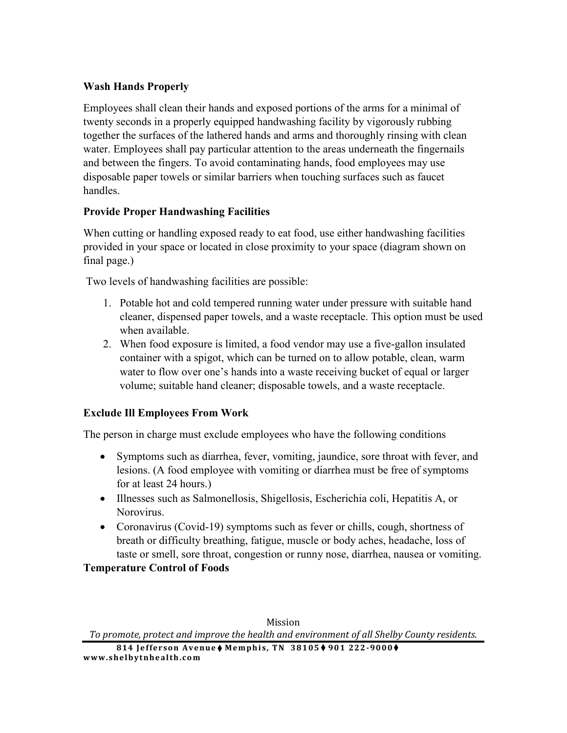**Wash Hands Properly**

Employees shall clean their hands and exposed portions of the arms for a minimal of twenty seconds in a properly equipped handwashing facility by vigorously rubbing together the surfaces of the lathered hands and arms and thoroughly rinsing with clean water. Employees shall pay particular attention to the areas underneath the fingernails and between the fingers. To avoid contaminating hands, food employees may use disposable paper towels or similar barriers when touching surfaces such as faucet handles.

**Provide Proper Handwashing Facilities**

When cutting or handling exposed ready to eat food, use either handwashing facilities provided in your space or located in close proximity to your space (diagram shown on final page.)

Two levels of handwashing facilities are possible:

1. Potable hot and cold tempered running water under pressure with suitable hand cleaner, dispensed paper towels, and a waste receptacle. This option must be used when available.
2. When food exposure is limited, a food vendor may use a five-gallon insulated container with a spigot, which can be turned on to allow potable, clean, warm water to flow over one's hands into a waste receiving bucket of equal or larger volume; suitable hand cleaner; disposable towels, and a waste receptacle.

**Exclude Ill Employees From Work**

The person in charge must exclude employees who have the following conditions

- Symptoms such as diarrhea, fever, vomiting, jaundice, sore throat with fever, and lesions. (A food employee with vomiting or diarrhea must be free of symptoms for at least 24 hours.)
- Illnesses such as Salmonellosis, Shigellosis, Escherichia coli, Hepatitis A, or Norovirus.
- Coronavirus (Covid-19) symptoms such as fever or chills, cough, shortness of breath or difficulty breathing, fatigue, muscle or body aches, headache, loss of taste or smell, sore throat, congestion or runny nose, diarrhea, nausea or vomiting.

**Temperature Control of Foods**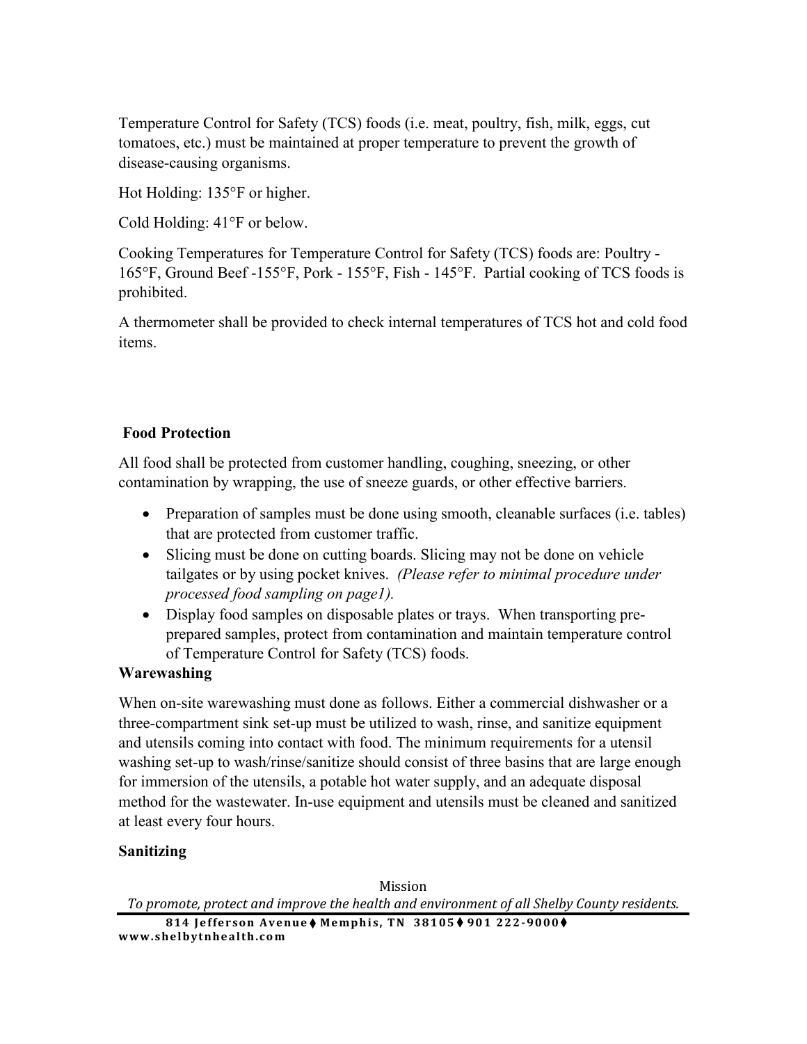Temperature Control for Safety (TCS) foods (i.e. meat, poultry, fish, milk, eggs, cut tomatoes, etc.) must be maintained at proper temperature to prevent the growth of disease-causing organisms.

Hot Holding: 135°F or higher.

Cold Holding: 41°F or below.

Cooking Temperatures for Temperature Control for Safety (TCS) foods are: Poultry - 165°F, Ground Beef -155°F, Pork - 155°F, Fish - 145°F. Partial cooking of TCS foods is prohibited.

A thermometer shall be provided to check internal temperatures of TCS hot and cold food items.

**Food Protection**

All food shall be protected from customer handling, coughing, sneezing, or other contamination by wrapping, the use of sneeze guards, or other effective barriers.

- Preparation of samples must be done using smooth, cleanable surfaces (i.e. tables) that are protected from customer traffic.
- Slicing must be done on cutting boards. Slicing may not be done on vehicle tailgates or by using pocket knives. *(Please refer to minimal procedure under processed food sampling on page1).*
- Display food samples on disposable plates or trays. When transporting pre-prepared samples, protect from contamination and maintain temperature control of Temperature Control for Safety (TCS) foods.

**Warewashing**

When on-site warewashing must done as follows. Either a commercial dishwasher or a three-compartment sink set-up must be utilized to wash, rinse, and sanitize equipment and utensils coming into contact with food. The minimum requirements for a utensil washing set-up to wash/rinse/sanitize should consist of three basins that are large enough for immersion of the utensils, a potable hot water supply, and an adequate disposal method for the wastewater. In-use equipment and utensils must be cleaned and sanitized at least every four hours.

**Sanitizing**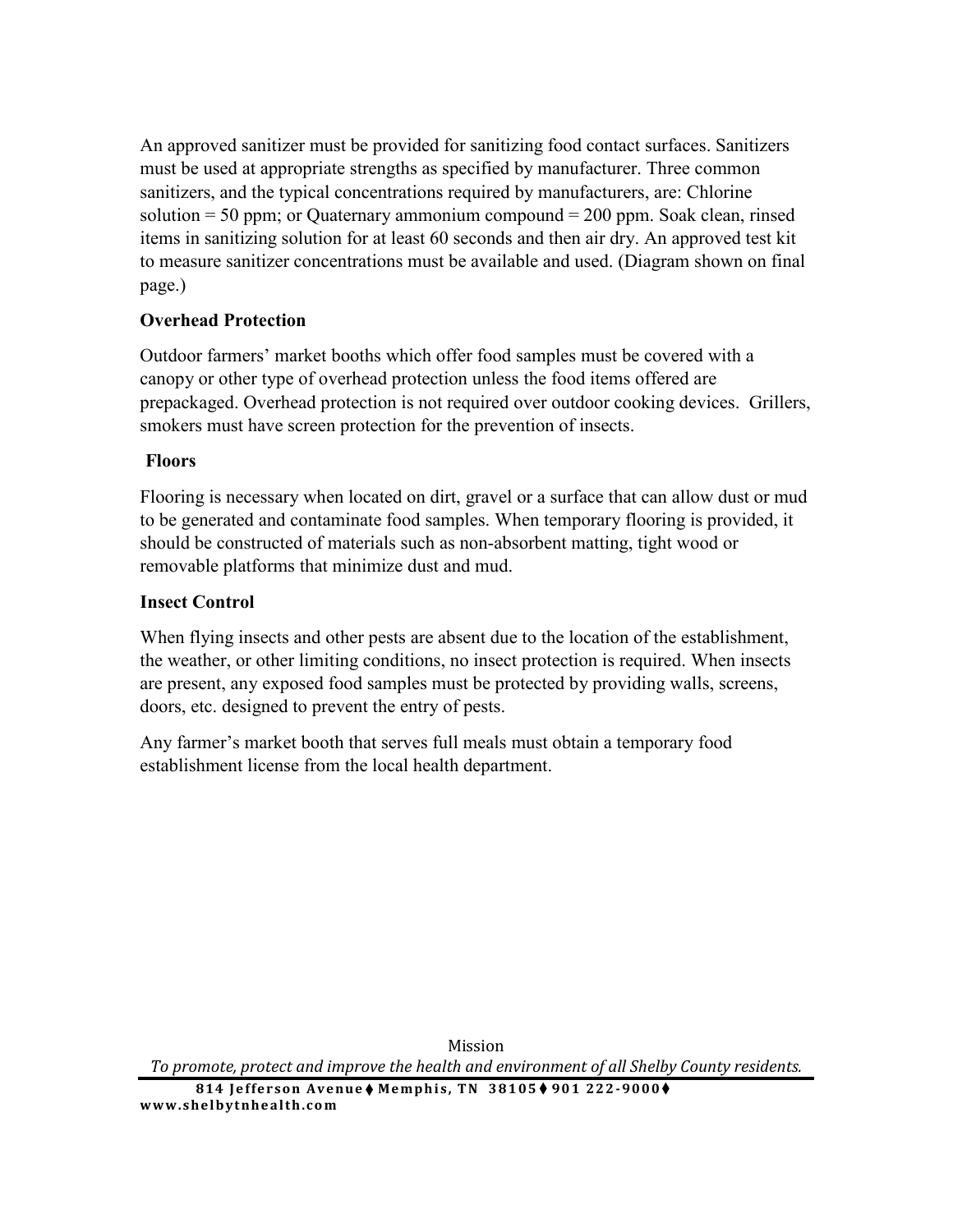An approved sanitizer must be provided for sanitizing food contact surfaces. Sanitizers must be used at appropriate strengths as specified by manufacturer. Three common sanitizers, and the typical concentrations required by manufacturers, are: Chlorine solution = 50 ppm; or Quaternary ammonium compound = 200 ppm. Soak clean, rinsed items in sanitizing solution for at least 60 seconds and then air dry. An approved test kit to measure sanitizer concentrations must be available and used. (Diagram shown on final page.)

**Overhead Protection**

Outdoor farmers' market booths which offer food samples must be covered with a canopy or other type of overhead protection unless the food items offered are prepackaged. Overhead protection is not required over outdoor cooking devices. Grillers, smokers must have screen protection for the prevention of insects.

**Floors**

Flooring is necessary when located on dirt, gravel or a surface that can allow dust or mud to be generated and contaminate food samples. When temporary flooring is provided, it should be constructed of materials such as non-absorbent matting, tight wood or removable platforms that minimize dust and mud.

**Insect Control**

When flying insects and other pests are absent due to the location of the establishment, the weather, or other limiting conditions, no insect protection is required. When insects are present, any exposed food samples must be protected by providing walls, screens, doors, etc. designed to prevent the entry of pests.

Any farmer's market booth that serves full meals must obtain a temporary food establishment license from the local health department.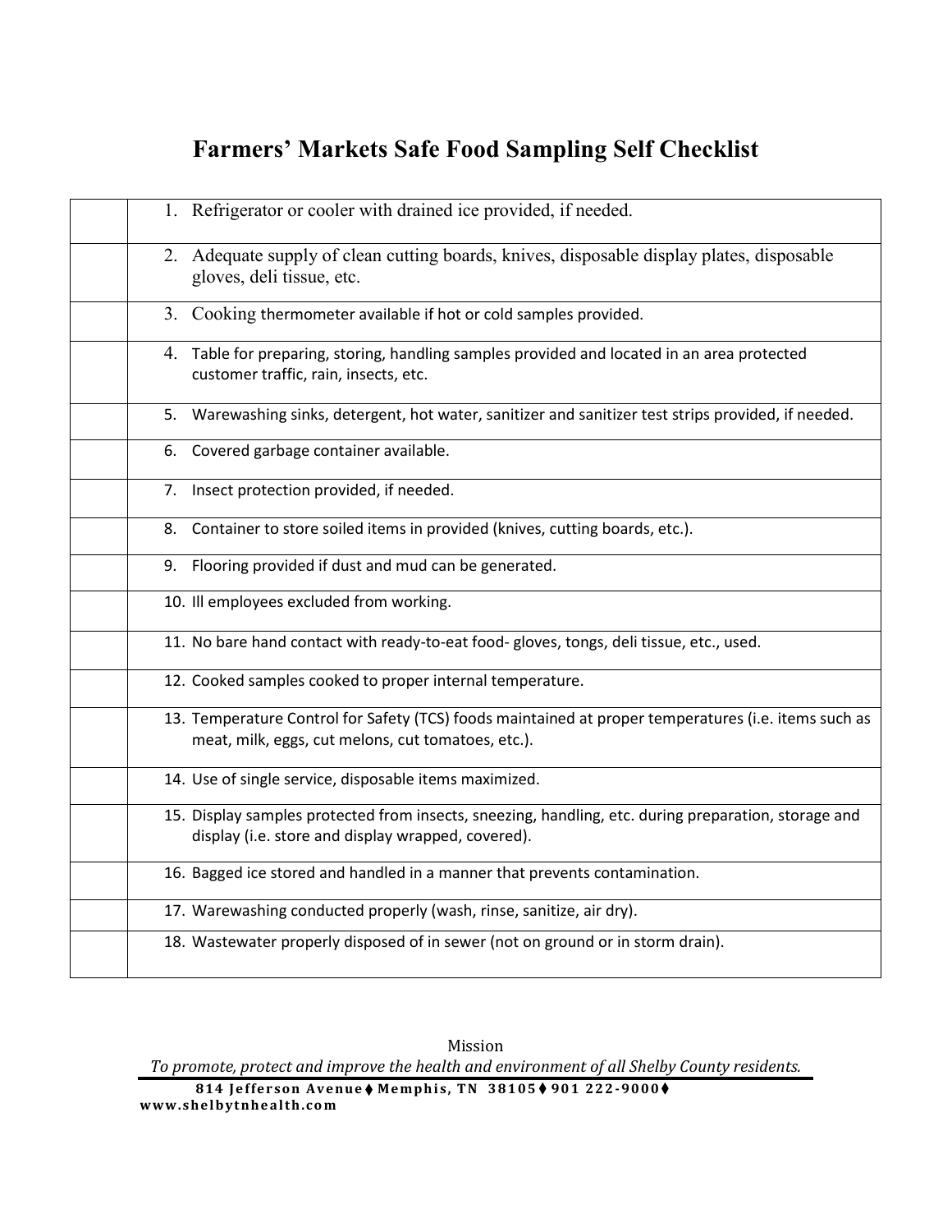# Farmers' Markets Safe Food Sampling Self Checklist

| | |
|---|---|
| | 1. Refrigerator or cooler with drained ice provided, if needed. |
| | 2. Adequate supply of clean cutting boards, knives, disposable display plates, disposable gloves, deli tissue, etc. |
| | 3. Cooking thermometer available if hot or cold samples provided. |
| | 4. Table for preparing, storing, handling samples provided and located in an area protected customer traffic, rain, insects, etc. |
| | 5. Warewashing sinks, detergent, hot water, sanitizer and sanitizer test strips provided, if needed. |
| | 6. Covered garbage container available. |
| | 7. Insect protection provided, if needed. |
| | 8. Container to store soiled items in provided (knives, cutting boards, etc.). |
| | 9. Flooring provided if dust and mud can be generated. |
| | 10. Ill employees excluded from working. |
| | 11. No bare hand contact with ready-to-eat food- gloves, tongs, deli tissue, etc., used. |
| | 12. Cooked samples cooked to proper internal temperature. |
| | 13. Temperature Control for Safety (TCS) foods maintained at proper temperatures (i.e. items such as meat, milk, eggs, cut melons, cut tomatoes, etc.). |
| | 14. Use of single service, disposable items maximized. |
| | 15. Display samples protected from insects, sneezing, handling, etc. during preparation, storage and display (i.e. store and display wrapped, covered). |
| | 16. Bagged ice stored and handled in a manner that prevents contamination. |
| | 17. Warewashing conducted properly (wash, rinse, sanitize, air dry). |
| | 18. Wastewater properly disposed of in sewer (not on ground or in storm drain). |

Mission

*To promote, protect and improve the health and environment of all Shelby County residents.*

**814 Jefferson Avenue ♦ Memphis, TN 38105 ♦ 901 222-9000 ♦**
**www.shelbytnhealth.com**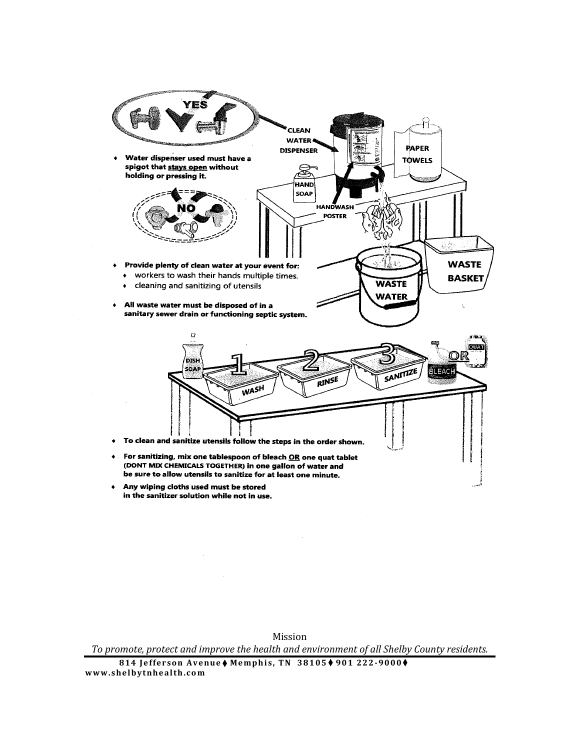- **Water dispenser used must have a spigot that stays open without holding or pressing it.**

- **Provide plenty of clean water at your event for:**
  - workers to wash their hands multiple times.
  - cleaning and sanitizing of utensils

- **All waste water must be disposed of in a sanitary sewer drain or functioning septic system.**

- **To clean and sanitize utensils follow the steps in the order shown.**

- **For sanitizing, mix one tablespoon of bleach OR one quat tablet (DONT MIX CHEMICALS TOGETHER) in one gallon of water and be sure to allow utensils to sanitize for at least one minute.**

- **Any wiping cloths used must be stored in the sanitizer solution while not in use.**

Mission

*To promote, protect and improve the health and environment of all Shelby County residents.*

**814 Jefferson Avenue ♦ Memphis, TN 38105 ♦ 901 222-9000 ♦ www.shelbytnhealth.com**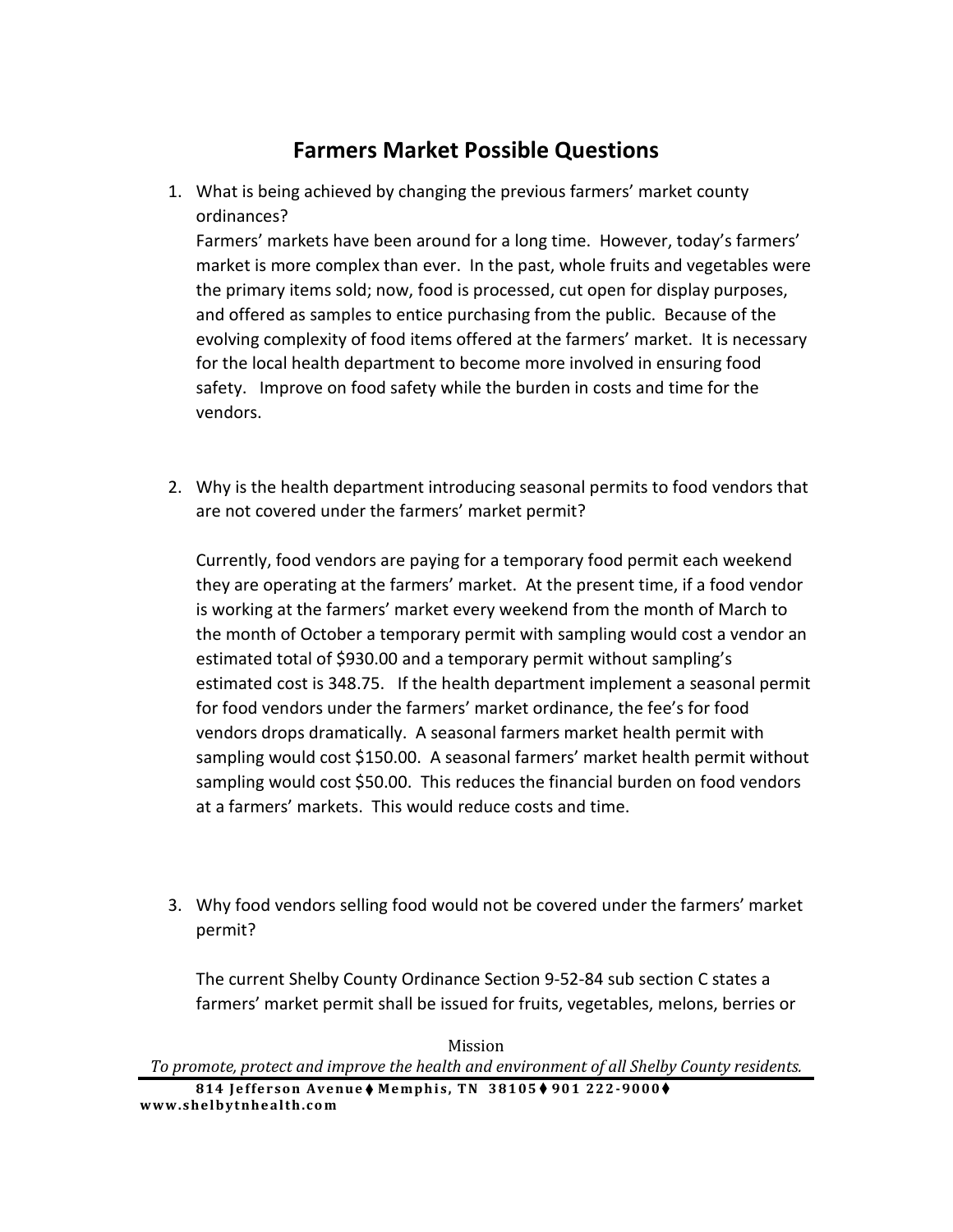# Farmers Market Possible Questions

1. What is being achieved by changing the previous farmers' market county ordinances?

   Farmers' markets have been around for a long time. However, today's farmers' market is more complex than ever. In the past, whole fruits and vegetables were the primary items sold; now, food is processed, cut open for display purposes, and offered as samples to entice purchasing from the public. Because of the evolving complexity of food items offered at the farmers' market. It is necessary for the local health department to become more involved in ensuring food safety. Improve on food safety while the burden in costs and time for the vendors.

2. Why is the health department introducing seasonal permits to food vendors that are not covered under the farmers' market permit?

   Currently, food vendors are paying for a temporary food permit each weekend they are operating at the farmers' market. At the present time, if a food vendor is working at the farmers' market every weekend from the month of March to the month of October a temporary permit with sampling would cost a vendor an estimated total of $930.00 and a temporary permit without sampling's estimated cost is 348.75. If the health department implement a seasonal permit for food vendors under the farmers' market ordinance, the fee's for food vendors drops dramatically. A seasonal farmers market health permit with sampling would cost $150.00. A seasonal farmers' market health permit without sampling would cost $50.00. This reduces the financial burden on food vendors at a farmers' markets. This would reduce costs and time.

3. Why food vendors selling food would not be covered under the farmers' market permit?

   The current Shelby County Ordinance Section 9-52-84 sub section C states a farmers' market permit shall be issued for fruits, vegetables, melons, berries or

Mission

*To promote, protect and improve the health and environment of all Shelby County residents.*

**814 Jefferson Avenue ♦ Memphis, TN 38105 ♦ 901 222-9000 ♦ www.shelbytnhealth.com**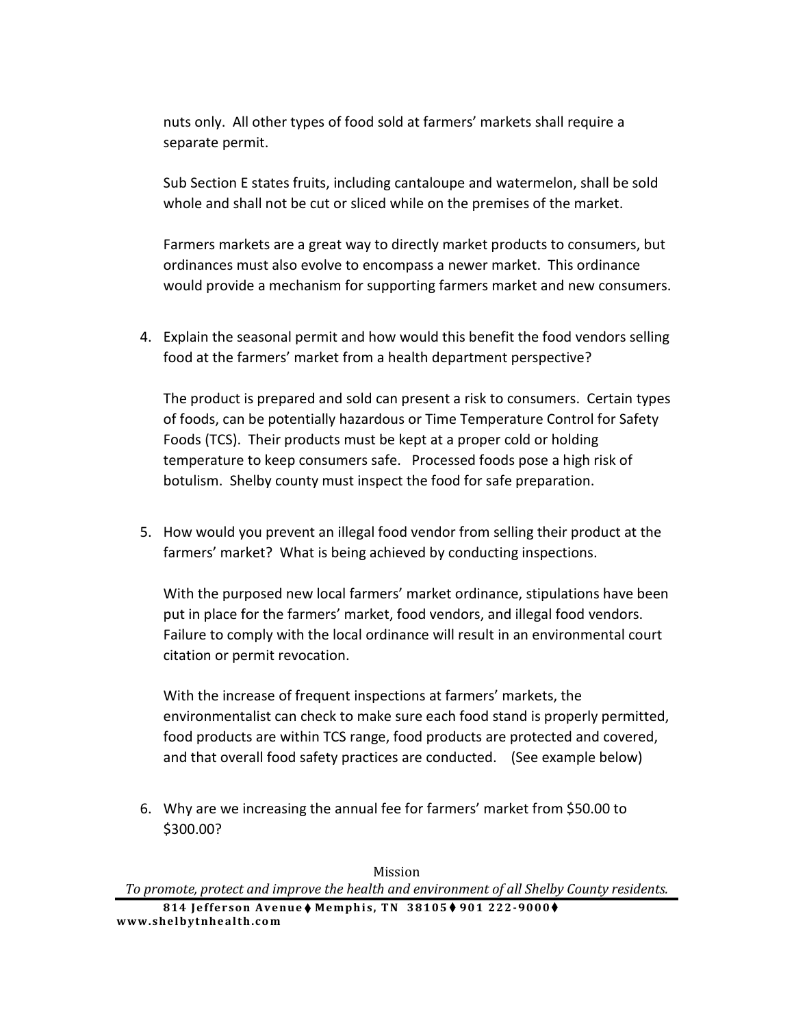nuts only. All other types of food sold at farmers' markets shall require a separate permit.

Sub Section E states fruits, including cantaloupe and watermelon, shall be sold whole and shall not be cut or sliced while on the premises of the market.

Farmers markets are a great way to directly market products to consumers, but ordinances must also evolve to encompass a newer market. This ordinance would provide a mechanism for supporting farmers market and new consumers.

4. Explain the seasonal permit and how would this benefit the food vendors selling food at the farmers' market from a health department perspective?

   The product is prepared and sold can present a risk to consumers. Certain types of foods, can be potentially hazardous or Time Temperature Control for Safety Foods (TCS). Their products must be kept at a proper cold or holding temperature to keep consumers safe. Processed foods pose a high risk of botulism. Shelby county must inspect the food for safe preparation.

5. How would you prevent an illegal food vendor from selling their product at the farmers' market? What is being achieved by conducting inspections.

   With the purposed new local farmers' market ordinance, stipulations have been put in place for the farmers' market, food vendors, and illegal food vendors. Failure to comply with the local ordinance will result in an environmental court citation or permit revocation.

   With the increase of frequent inspections at farmers' markets, the environmentalist can check to make sure each food stand is properly permitted, food products are within TCS range, food products are protected and covered, and that overall food safety practices are conducted. (See example below)

6. Why are we increasing the annual fee for farmers' market from $50.00 to $300.00?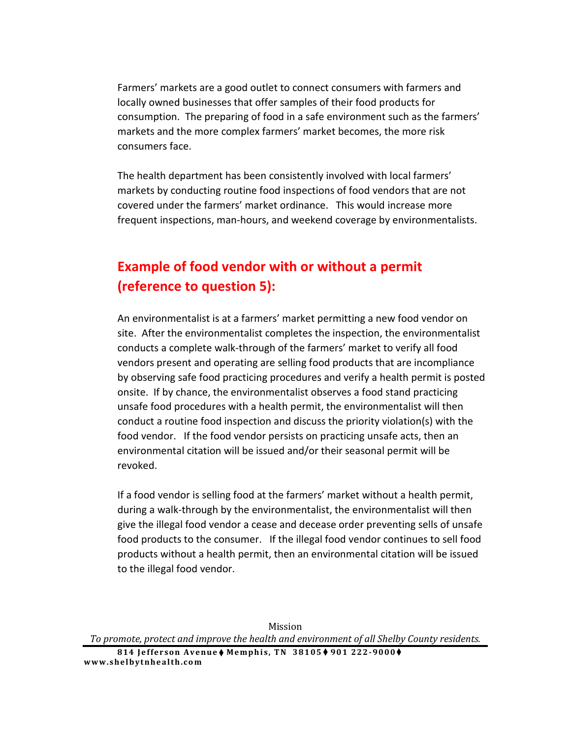Farmers' markets are a good outlet to connect consumers with farmers and locally owned businesses that offer samples of their food products for consumption. The preparing of food in a safe environment such as the farmers' markets and the more complex farmers' market becomes, the more risk consumers face.

The health department has been consistently involved with local farmers' markets by conducting routine food inspections of food vendors that are not covered under the farmers' market ordinance. This would increase more frequent inspections, man-hours, and weekend coverage by environmentalists.

## Example of food vendor with or without a permit (reference to question 5):

An environmentalist is at a farmers' market permitting a new food vendor on site. After the environmentalist completes the inspection, the environmentalist conducts a complete walk-through of the farmers' market to verify all food vendors present and operating are selling food products that are incompliance by observing safe food practicing procedures and verify a health permit is posted onsite. If by chance, the environmentalist observes a food stand practicing unsafe food procedures with a health permit, the environmentalist will then conduct a routine food inspection and discuss the priority violation(s) with the food vendor. If the food vendor persists on practicing unsafe acts, then an environmental citation will be issued and/or their seasonal permit will be revoked.

If a food vendor is selling food at the farmers' market without a health permit, during a walk-through by the environmentalist, the environmentalist will then give the illegal food vendor a cease and decease order preventing sells of unsafe food products to the consumer. If the illegal food vendor continues to sell food products without a health permit, then an environmental citation will be issued to the illegal food vendor.